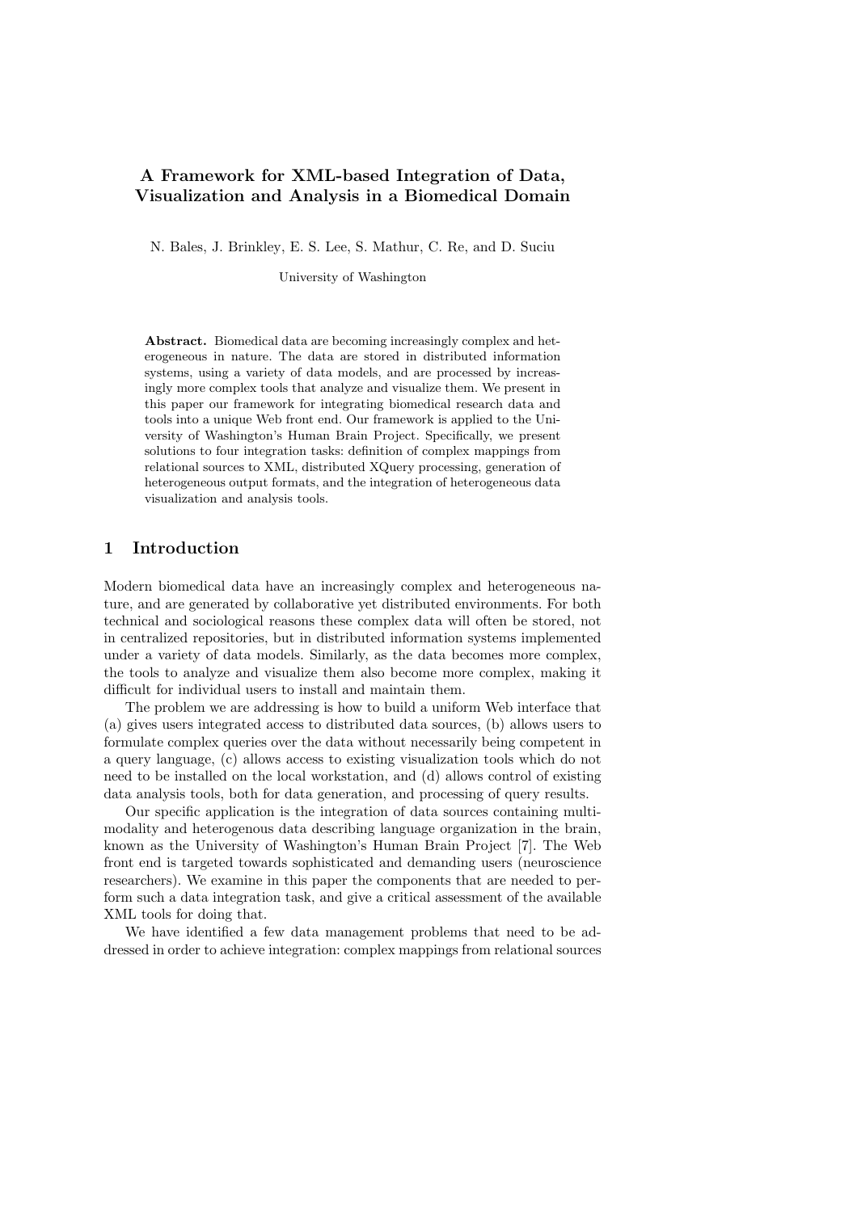# A Framework for XML-based Integration of Data, Visualization and Analysis in a Biomedical Domain

N. Bales, J. Brinkley, E. S. Lee, S. Mathur, C. Re, and D. Suciu

University of Washington

**Abstract.** Biomedical data are becoming increasingly complex and heterogeneous in nature. The data are stored in distributed information systems, using a variety of data models, and are processed by increasingly more complex tools that analyze and visualize them. We present in this paper our framework for integrating biomedical research data and tools into a unique Web front end. Our framework is applied to the University of Washington's Human Brain Project. Specifically, we present solutions to four integration tasks: definition of complex mappings from relational sources to XML, distributed XQuery processing, generation of heterogeneous output formats, and the integration of heterogeneous data visualization and analysis tools.

## 1 Introduction

Modern biomedical data have an increasingly complex and heterogeneous nature, and are generated by collaborative yet distributed environments. For both technical and sociological reasons these complex data will often be stored, not in centralized repositories, but in distributed information systems implemented under a variety of data models. Similarly, as the data becomes more complex, the tools to analyze and visualize them also become more complex, making it difficult for individual users to install and maintain them.

The problem we are addressing is how to build a uniform Web interface that (a) gives users integrated access to distributed data sources, (b) allows users to formulate complex queries over the data without necessarily being competent in a query language, (c) allows access to existing visualization tools which do not need to be installed on the local workstation, and (d) allows control of existing data analysis tools, both for data generation, and processing of query results.

Our specific application is the integration of data sources containing multi-modality and heterogenous data describing language organization in the brain, known as the University of Washington's Human Brain Project [7]. The Web front end is targeted towards sophisticated and demanding users (neuroscience researchers). We examine in this paper the components that are needed to perform such a data integration task, and give a critical assessment of the available XML tools for doing that.

We have identified a few data management problems that need to be addressed in order to achieve integration: complex mappings from relational sources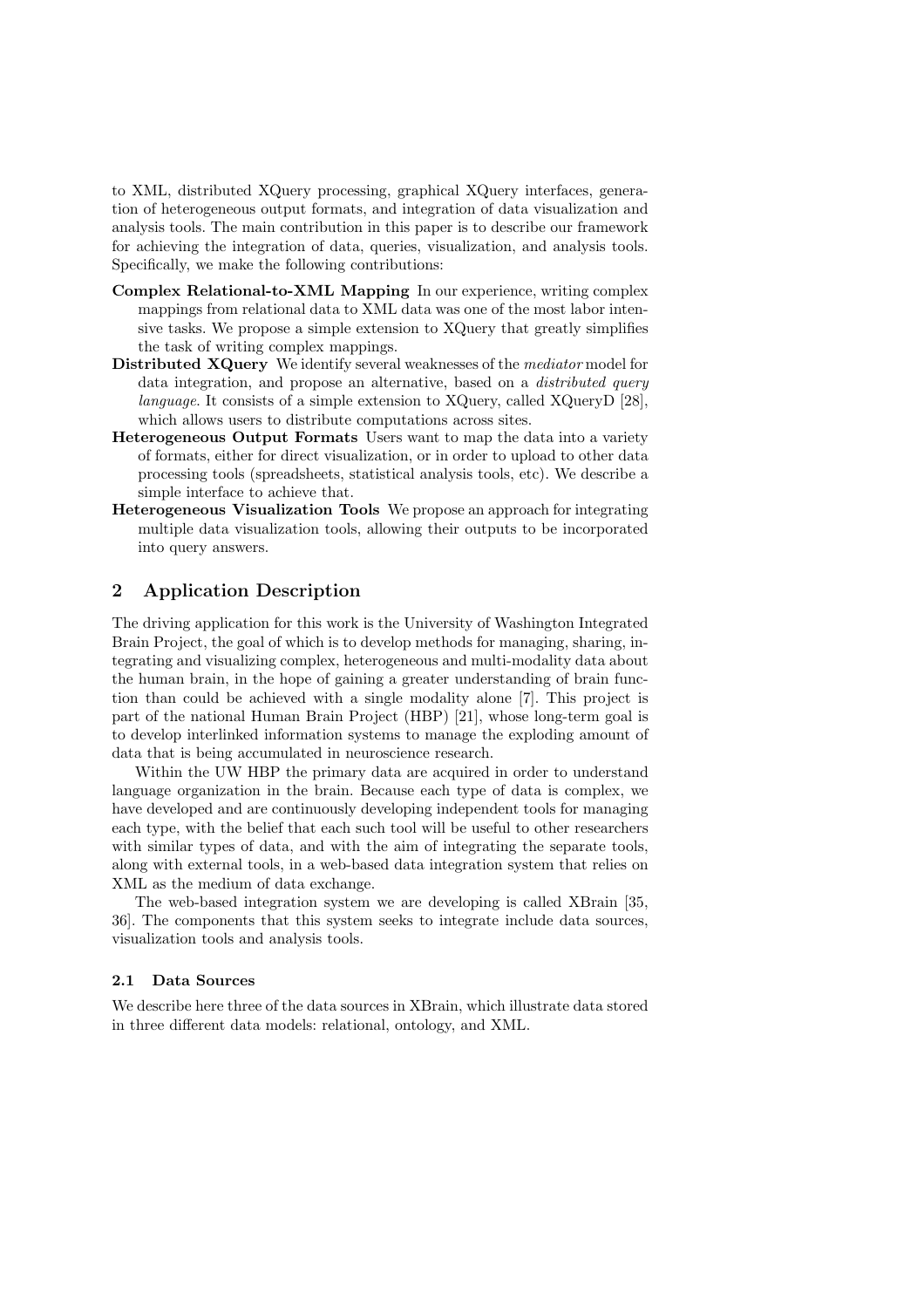to XML, distributed XQuery processing, graphical XQuery interfaces, generation of heterogeneous output formats, and integration of data visualization and analysis tools. The main contribution in this paper is to describe our framework for achieving the integration of data, queries, visualization, and analysis tools. Specifically, we make the following contributions:

**Complex Relational-to-XML Mapping** In our experience, writing complex mappings from relational data to XML data was one of the most labor intensive tasks. We propose a simple extension to XQuery that greatly simplifies the task of writing complex mappings.

**Distributed XQuery** We identify several weaknesses of the *mediator* model for data integration, and propose an alternative, based on a *distributed query language*. It consists of a simple extension to XQuery, called XQueryD [28], which allows users to distribute computations across sites.

**Heterogeneous Output Formats** Users want to map the data into a variety of formats, either for direct visualization, or in order to upload to other data processing tools (spreadsheets, statistical analysis tools, etc). We describe a simple interface to achieve that.

**Heterogeneous Visualization Tools** We propose an approach for integrating multiple data visualization tools, allowing their outputs to be incorporated into query answers.

## 2 Application Description

The driving application for this work is the University of Washington Integrated Brain Project, the goal of which is to develop methods for managing, sharing, integrating and visualizing complex, heterogeneous and multi-modality data about the human brain, in the hope of gaining a greater understanding of brain function than could be achieved with a single modality alone [7]. This project is part of the national Human Brain Project (HBP) [21], whose long-term goal is to develop interlinked information systems to manage the exploding amount of data that is being accumulated in neuroscience research.

Within the UW HBP the primary data are acquired in order to understand language organization in the brain. Because each type of data is complex, we have developed and are continuously developing independent tools for managing each type, with the belief that each such tool will be useful to other researchers with similar types of data, and with the aim of integrating the separate tools, along with external tools, in a web-based data integration system that relies on XML as the medium of data exchange.

The web-based integration system we are developing is called XBrain [35, 36]. The components that this system seeks to integrate include data sources, visualization tools and analysis tools.

### 2.1 Data Sources

We describe here three of the data sources in XBrain, which illustrate data stored in three different data models: relational, ontology, and XML.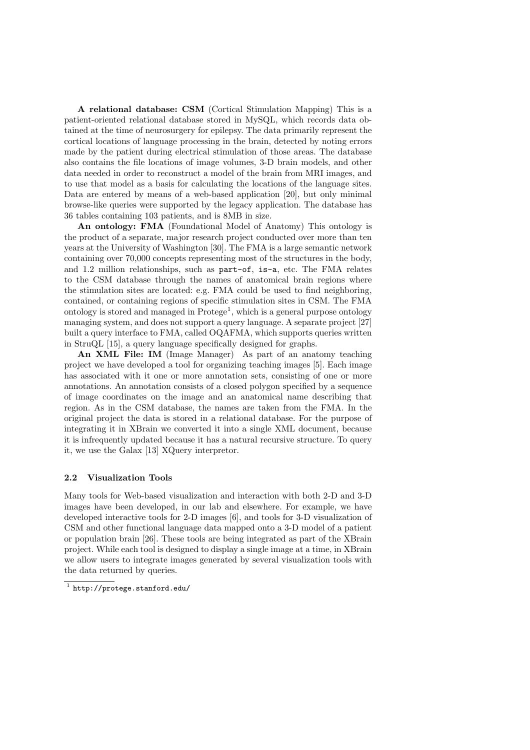**A relational database: CSM** (Cortical Stimulation Mapping) This is a patient-oriented relational database stored in MySQL, which records data obtained at the time of neurosurgery for epilepsy. The data primarily represent the cortical locations of language processing in the brain, detected by noting errors made by the patient during electrical stimulation of those areas. The database also contains the file locations of image volumes, 3-D brain models, and other data needed in order to reconstruct a model of the brain from MRI images, and to use that model as a basis for calculating the locations of the language sites. Data are entered by means of a web-based application [20], but only minimal browse-like queries were supported by the legacy application. The database has 36 tables containing 103 patients, and is 8MB in size.

**An ontology: FMA** (Foundational Model of Anatomy) This ontology is the product of a separate, major research project conducted over more than ten years at the University of Washington [30]. The FMA is a large semantic network containing over 70,000 concepts representing most of the structures in the body, and 1.2 million relationships, such as `part-of`, `is-a`, etc. The FMA relates to the CSM database through the names of anatomical brain regions where the stimulation sites are located: e.g. FMA could be used to find neighboring, contained, or containing regions of specific stimulation sites in CSM. The FMA ontology is stored and managed in Protege[1], which is a general purpose ontology managing system, and does not support a query language. A separate project [27] built a query interface to FMA, called OQAFMA, which supports queries written in StruQL [15], a query language specifically designed for graphs.

**An XML File: IM** (Image Manager) As part of an anatomy teaching project we have developed a tool for organizing teaching images [5]. Each image has associated with it one or more annotation sets, consisting of one or more annotations. An annotation consists of a closed polygon specified by a sequence of image coordinates on the image and an anatomical name describing that region. As in the CSM database, the names are taken from the FMA. In the original project the data is stored in a relational database. For the purpose of integrating it in XBrain we converted it into a single XML document, because it is infrequently updated because it has a natural recursive structure. To query it, we use the Galax [13] XQuery interpretor.

### 2.2 Visualization Tools

Many tools for Web-based visualization and interaction with both 2-D and 3-D images have been developed, in our lab and elsewhere. For example, we have developed interactive tools for 2-D images [6], and tools for 3-D visualization of CSM and other functional language data mapped onto a 3-D model of a patient or population brain [26]. These tools are being integrated as part of the XBrain project. While each tool is designed to display a single image at a time, in XBrain we allow users to integrate images generated by several visualization tools with the data returned by queries.

[1] `http://protege.stanford.edu/`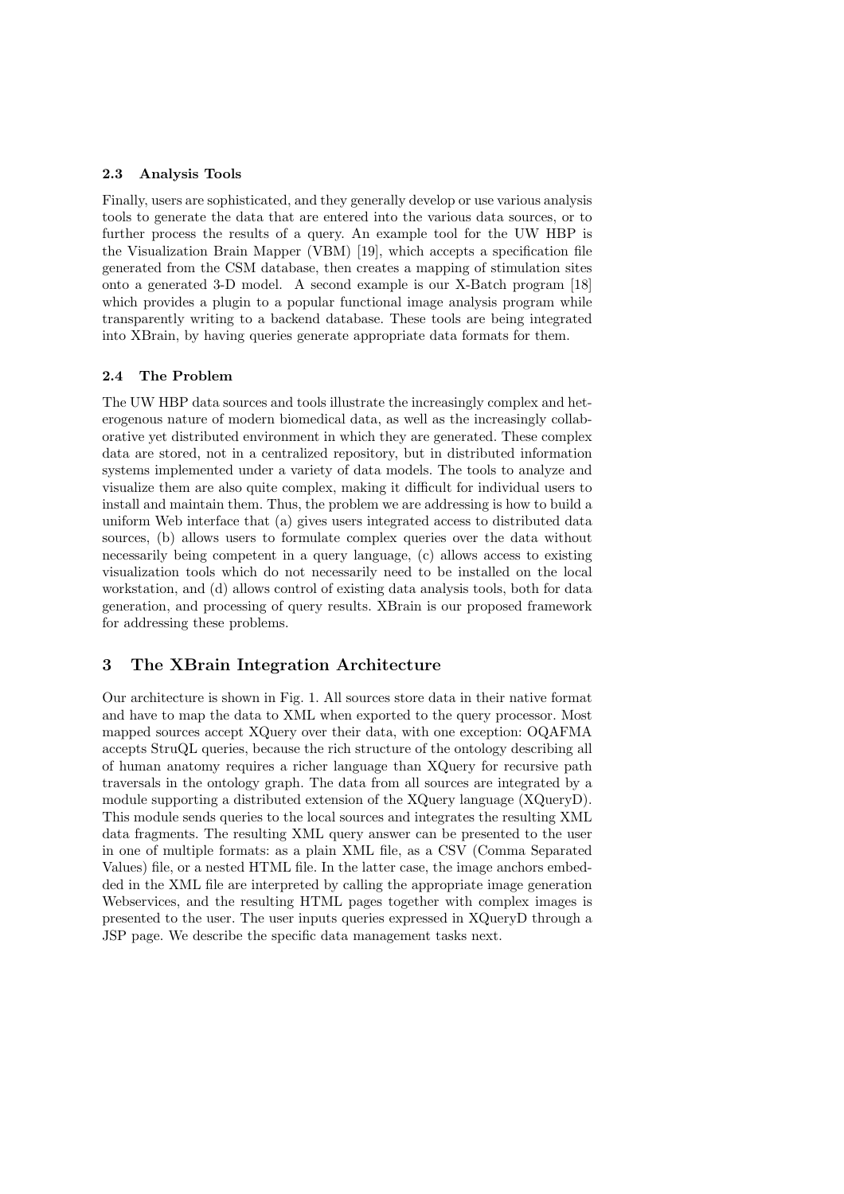### 2.3 Analysis Tools

Finally, users are sophisticated, and they generally develop or use various analysis tools to generate the data that are entered into the various data sources, or to further process the results of a query. An example tool for the UW HBP is the Visualization Brain Mapper (VBM) [19], which accepts a specification file generated from the CSM database, then creates a mapping of stimulation sites onto a generated 3-D model. A second example is our X-Batch program [18] which provides a plugin to a popular functional image analysis program while transparently writing to a backend database. These tools are being integrated into XBrain, by having queries generate appropriate data formats for them.

### 2.4 The Problem

The UW HBP data sources and tools illustrate the increasingly complex and heterogenous nature of modern biomedical data, as well as the increasingly collaborative yet distributed environment in which they are generated. These complex data are stored, not in a centralized repository, but in distributed information systems implemented under a variety of data models. The tools to analyze and visualize them are also quite complex, making it difficult for individual users to install and maintain them. Thus, the problem we are addressing is how to build a uniform Web interface that (a) gives users integrated access to distributed data sources, (b) allows users to formulate complex queries over the data without necessarily being competent in a query language, (c) allows access to existing visualization tools which do not necessarily need to be installed on the local workstation, and (d) allows control of existing data analysis tools, both for data generation, and processing of query results. XBrain is our proposed framework for addressing these problems.

## 3 The XBrain Integration Architecture

Our architecture is shown in Fig. 1. All sources store data in their native format and have to map the data to XML when exported to the query processor. Most mapped sources accept XQuery over their data, with one exception: OQAFMA accepts StruQL queries, because the rich structure of the ontology describing all of human anatomy requires a richer language than XQuery for recursive path traversals in the ontology graph. The data from all sources are integrated by a module supporting a distributed extension of the XQuery language (XQueryD). This module sends queries to the local sources and integrates the resulting XML data fragments. The resulting XML query answer can be presented to the user in one of multiple formats: as a plain XML file, as a CSV (Comma Separated Values) file, or a nested HTML file. In the latter case, the image anchors embedded in the XML file are interpreted by calling the appropriate image generation Webservices, and the resulting HTML pages together with complex images is presented to the user. The user inputs queries expressed in XQueryD through a JSP page. We describe the specific data management tasks next.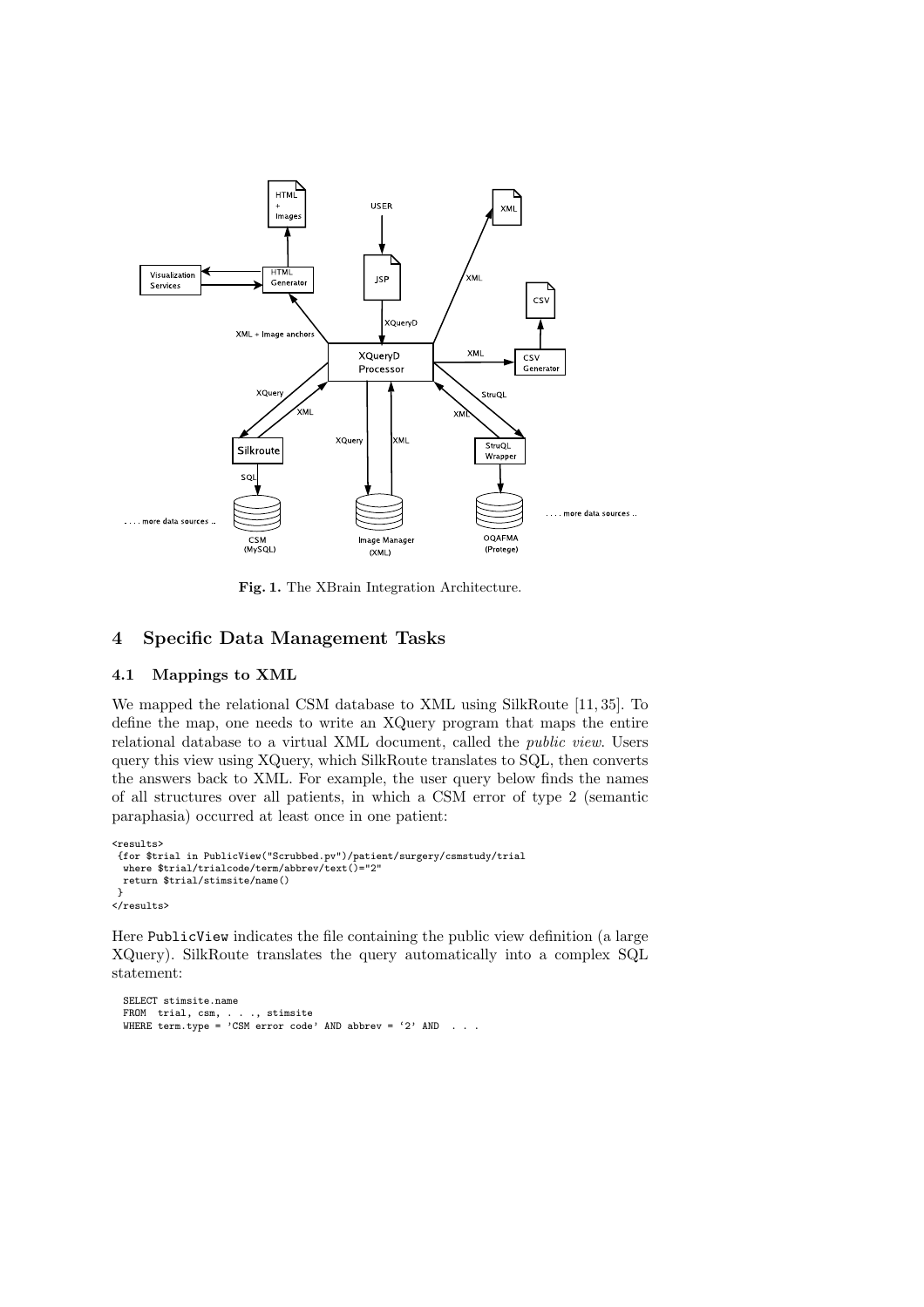Fig. 1. The XBrain Integration Architecture.

## 4 Specific Data Management Tasks

### 4.1 Mappings to XML

We mapped the relational CSM database to XML using SilkRoute [11, 35]. To define the map, one needs to write an XQuery program that maps the entire relational database to a virtual XML document, called the *public view*. Users query this view using XQuery, which SilkRoute translates to SQL, then converts the answers back to XML. For example, the user query below finds the names of all structures over all patients, in which a CSM error of type 2 (semantic paraphasia) occurred at least once in one patient:

```
<results>
 {for $trial in PublicView("Scrubbed.pv")/patient/surgery/csmstudy/trial
  where $trial/trialcode/term/abbrev/text()="2"
  return $trial/stimsite/name()
 }
</results>
```

Here `PublicView` indicates the file containing the public view definition (a large XQuery). SilkRoute translates the query automatically into a complex SQL statement:

```
SELECT stimsite.name
FROM  trial, csm, . . ., stimsite
WHERE term.type = 'CSM error code' AND abbrev = '2' AND  . . .
```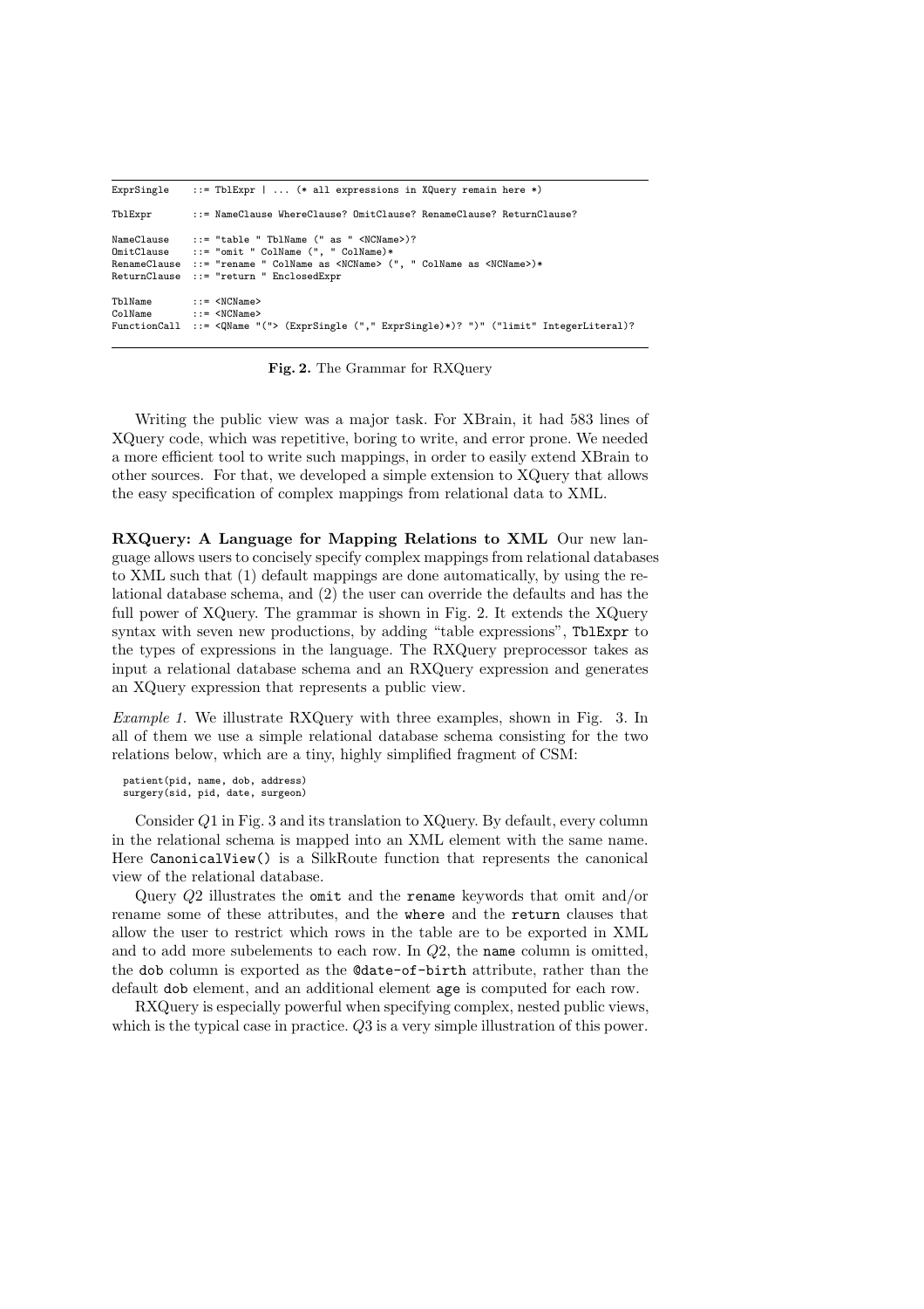```
ExprSingle   ::= TblExpr | ... (* all expressions in XQuery remain here *)

TblExpr      ::= NameClause WhereClause? OmitClause? RenameClause? ReturnClause?

NameClause   ::= "table " TblName (" as " <NCName>)?
OmitClause   ::= "omit " ColName (", " ColName)*
RenameClause ::= "rename " ColName as <NCName> (", " ColName as <NCName>)*
ReturnClause ::= "return " EnclosedExpr

TblName      ::= <NCName>
ColName      ::= <NCName>
FunctionCall ::= <QName "("> (ExprSingle ("," ExprSingle)*)? ")" ("limit" IntegerLiteral)?
```

**Fig. 2.** The Grammar for RXQuery

Writing the public view was a major task. For XBrain, it had 583 lines of XQuery code, which was repetitive, boring to write, and error prone. We needed a more efficient tool to write such mappings, in order to easily extend XBrain to other sources. For that, we developed a simple extension to XQuery that allows the easy specification of complex mappings from relational data to XML.

**RXQuery: A Language for Mapping Relations to XML** Our new language allows users to concisely specify complex mappings from relational databases to XML such that (1) default mappings are done automatically, by using the relational database schema, and (2) the user can override the defaults and has the full power of XQuery. The grammar is shown in Fig. 2. It extends the XQuery syntax with seven new productions, by adding "table expressions", `TblExpr` to the types of expressions in the language. The RXQuery preprocessor takes as input a relational database schema and an RXQuery expression and generates an XQuery expression that represents a public view.

*Example 1.* We illustrate RXQuery with three examples, shown in Fig. 3. In all of them we use a simple relational database schema consisting for the two relations below, which are a tiny, highly simplified fragment of CSM:

```
patient(pid, name, dob, address)
surgery(sid, pid, date, surgeon)
```

Consider $Q1$ in Fig. 3 and its translation to XQuery. By default, every column in the relational schema is mapped into an XML element with the same name. Here `CanonicalView()` is a SilkRoute function that represents the canonical view of the relational database.

Query $Q2$ illustrates the `omit` and the `rename` keywords that omit and/or rename some of these attributes, and the `where` and the `return` clauses that allow the user to restrict which rows in the table are to be exported in XML and to add more subelements to each row. In $Q2$, the `name` column is omitted, the `dob` column is exported as the `@date-of-birth` attribute, rather than the default `dob` element, and an additional element `age` is computed for each row.

RXQuery is especially powerful when specifying complex, nested public views, which is the typical case in practice. $Q3$ is a very simple illustration of this power.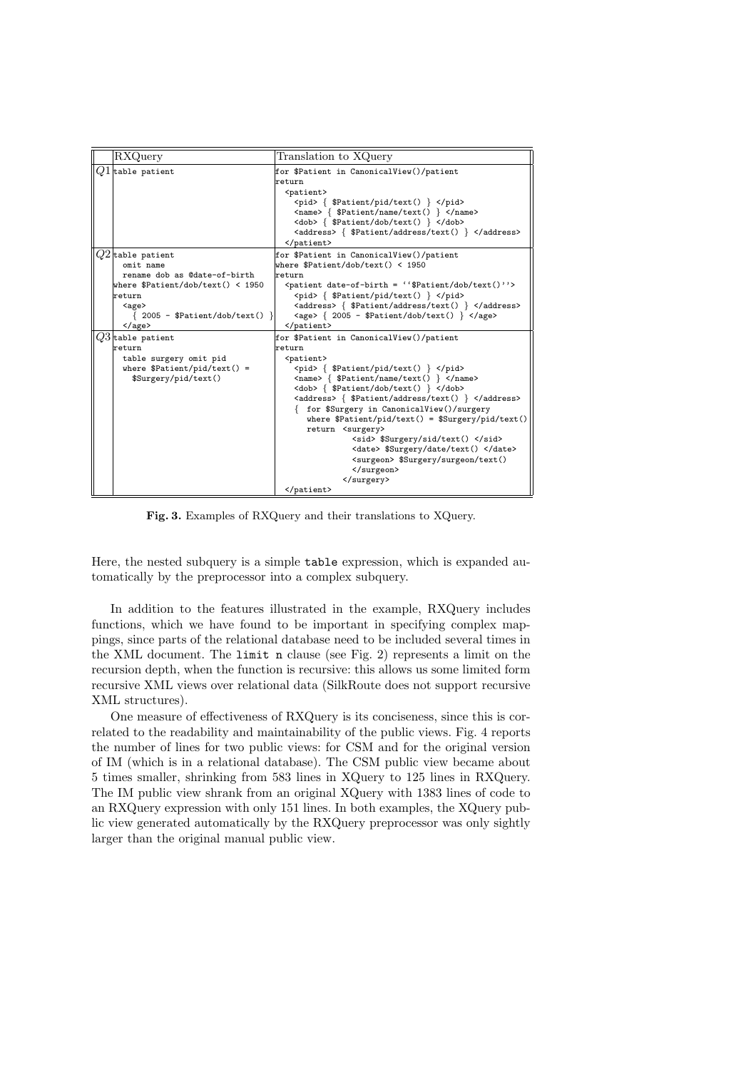| | RXQuery | Translation to XQuery |
|---|---|---|
| $Q1$ | `table patient` | `for $Patient in CanonicalView()/patient`<br>`return`<br>`<patient>`<br>`<pid> { $Patient/pid/text() } </pid>`<br>`<name> { $Patient/name/text() } </name>`<br>`<dob> { $Patient/dob/text() } </dob>`<br>`<address> { $Patient/address/text() } </address>`<br>`</patient>` |
| $Q2$ | `table patient`<br>`omit name`<br>`rename dob as @date-of-birth`<br>`where $Patient/dob/text() < 1950`<br>`return`<br>`<age>`<br>`{ 2005 - $Patient/dob/text() }`<br>`</age>` | `for $Patient in CanonicalView()/patient`<br>`where $Patient/dob/text() < 1950`<br>`return`<br>`<patient date-of-birth = ''$Patient/dob/text()''>`<br>`<pid> { $Patient/pid/text() } </pid>`<br>`<address> { $Patient/address/text() } </address>`<br>`<age> { 2005 - $Patient/dob/text() } </age>`<br>`</patient>` |
| $Q3$ | `table patient`<br>`return`<br>`table surgery omit pid`<br>`where $Patient/pid/text() =`<br>`$Surgery/pid/text()` | `for $Patient in CanonicalView()/patient`<br>`return`<br>`<patient>`<br>`<pid> { $Patient/pid/text() } </pid>`<br>`<name> { $Patient/name/text() } </name>`<br>`<dob> { $Patient/dob/text() } </dob>`<br>`<address> { $Patient/address/text() } </address>`<br>`{ for $Surgery in CanonicalView()/surgery`<br>`where $Patient/pid/text() = $Surgery/pid/text()`<br>`return <surgery>`<br>`<sid> $Surgery/sid/text() </sid>`<br>`<date> $Surgery/date/text() </date>`<br>`<surgeon> $Surgery/surgeon/text()`<br>`</surgeon>`<br>`</surgery>`<br>`</patient>` |

**Fig. 3.** Examples of RXQuery and their translations to XQuery.

Here, the nested subquery is a simple `table` expression, which is expanded automatically by the preprocessor into a complex subquery.

In addition to the features illustrated in the example, RXQuery includes functions, which we have found to be important in specifying complex mappings, since parts of the relational database need to be included several times in the XML document. The `limit n` clause (see Fig. 2) represents a limit on the recursion depth, when the function is recursive: this allows us some limited form recursive XML views over relational data (SilkRoute does not support recursive XML structures).

One measure of effectiveness of RXQuery is its conciseness, since this is correlated to the readability and maintainability of the public views. Fig. 4 reports the number of lines for two public views: for CSM and for the original version of IM (which is in a relational database). The CSM public view became about 5 times smaller, shrinking from 583 lines in XQuery to 125 lines in RXQuery. The IM public view shrank from an original XQuery with 1383 lines of code to an RXQuery expression with only 151 lines. In both examples, the XQuery public view generated automatically by the RXQuery preprocessor was only sightly larger than the original manual public view.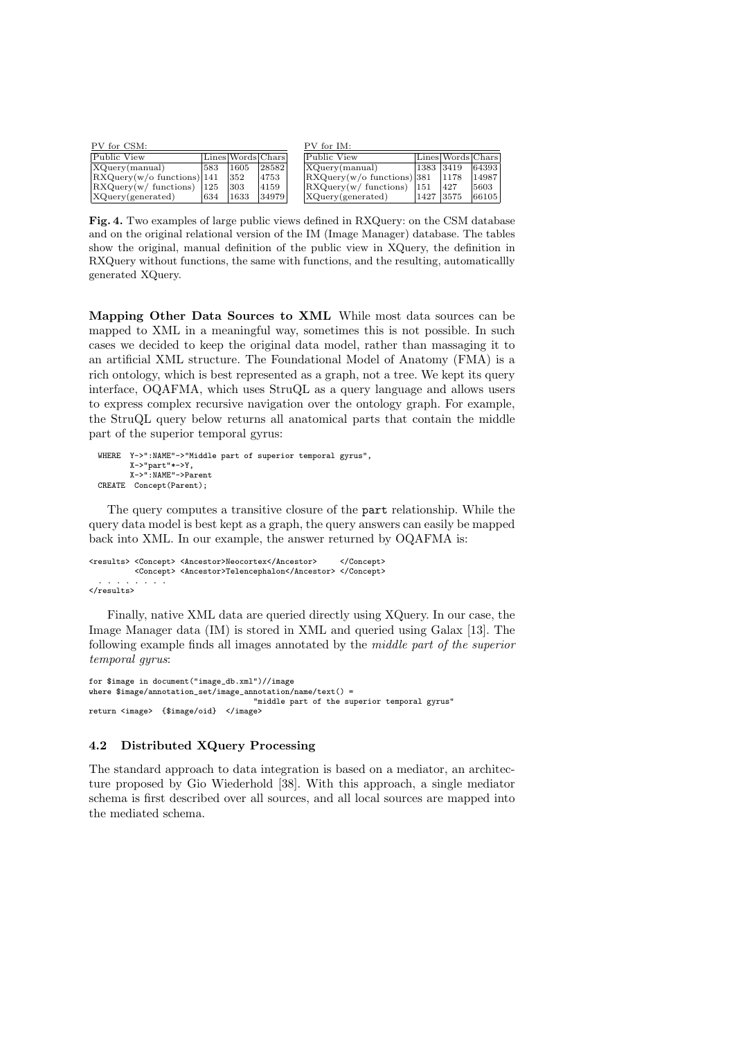PV for CSM:

| Public View | Lines | Words | Chars |
| --- | --- | --- | --- |
| XQuery(manual) | 583 | 1605 | 28582 |
| RXQuery(w/o functions) | 141 | 352 | 4753 |
| RXQuery(w/ functions) | 125 | 303 | 4159 |
| XQuery(generated) | 634 | 1633 | 34979 |

PV for IM:

| Public View | Lines | Words | Chars |
| --- | --- | --- | --- |
| XQuery(manual) | 1383 | 3419 | 64393 |
| RXQuery(w/o functions) | 381 | 1178 | 14987 |
| RXQuery(w/ functions) | 151 | 427 | 5603 |
| XQuery(generated) | 1427 | 3575 | 66105 |

**Fig. 4.** Two examples of large public views defined in RXQuery: on the CSM database and on the original relational version of the IM (Image Manager) database. The tables show the original, manual definition of the public view in XQuery, the definition in RXQuery without functions, the same with functions, and the resulting, automaticallly generated XQuery.

**Mapping Other Data Sources to XML** While most data sources can be mapped to XML in a meaningful way, sometimes this is not possible. In such cases we decided to keep the original data model, rather than massaging it to an artificial XML structure. The Foundational Model of Anatomy (FMA) is a rich ontology, which is best represented as a graph, not a tree. We kept its query interface, OQAFMA, which uses StruQL as a query language and allows users to express complex recursive navigation over the ontology graph. For example, the StruQL query below returns all anatomical parts that contain the middle part of the superior temporal gyrus:

```
WHERE  Y->":NAME"->"Middle part of superior temporal gyrus",
       X->"part"*->Y,
       X->":NAME"->Parent
CREATE  Concept(Parent);
```

The query computes a transitive closure of the `part` relationship. While the query data model is best kept as a graph, the query answers can easily be mapped back into XML. In our example, the answer returned by OQAFMA is:

```
<results> <Concept> <Ancestor>Neocortex</Ancestor>     </Concept>
          <Concept> <Ancestor>Telencephalon</Ancestor> </Concept>
  . . . . . . . .
</results>
```

Finally, native XML data are queried directly using XQuery. In our case, the Image Manager data (IM) is stored in XML and queried using Galax [13]. The following example finds all images annotated by the *middle part of the superior temporal gyrus*:

```
for $image in document("image_db.xml")//image
where $image/annotation_set/image_annotation/name/text() =
                                 "middle part of the superior temporal gyrus"
return <image>  {$image/oid}  </image>
```

### 4.2 Distributed XQuery Processing

The standard approach to data integration is based on a mediator, an architecture proposed by Gio Wiederhold [38]. With this approach, a single mediator schema is first described over all sources, and all local sources are mapped into the mediated schema.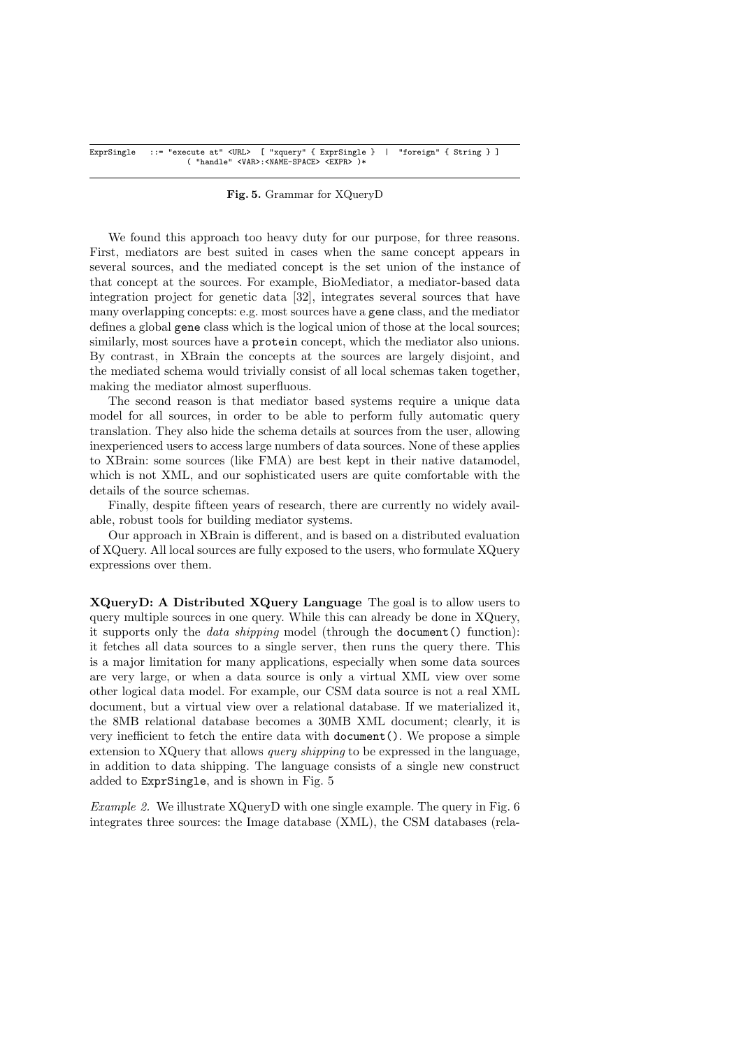```
ExprSingle   ::= "execute at" <URL>  [ "xquery" { ExprSingle }  |  "foreign" { String } ]
                  ( "handle" <VAR>:<NAME-SPACE> <EXPR> )*
```

**Fig. 5.** Grammar for XQueryD

We found this approach too heavy duty for our purpose, for three reasons. First, mediators are best suited in cases when the same concept appears in several sources, and the mediated concept is the set union of the instance of that concept at the sources. For example, BioMediator, a mediator-based data integration project for genetic data [32], integrates several sources that have many overlapping concepts: e.g. most sources have a `gene` class, and the mediator defines a global `gene` class which is the logical union of those at the local sources; similarly, most sources have a `protein` concept, which the mediator also unions. By contrast, in XBrain the concepts at the sources are largely disjoint, and the mediated schema would trivially consist of all local schemas taken together, making the mediator almost superfluous.

The second reason is that mediator based systems require a unique data model for all sources, in order to be able to perform fully automatic query translation. They also hide the schema details at sources from the user, allowing inexperienced users to access large numbers of data sources. None of these applies to XBrain: some sources (like FMA) are best kept in their native datamodel, which is not XML, and our sophisticated users are quite comfortable with the details of the source schemas.

Finally, despite fifteen years of research, there are currently no widely available, robust tools for building mediator systems.

Our approach in XBrain is different, and is based on a distributed evaluation of XQuery. All local sources are fully exposed to the users, who formulate XQuery expressions over them.

**XQueryD: A Distributed XQuery Language** The goal is to allow users to query multiple sources in one query. While this can already be done in XQuery, it supports only the *data shipping* model (through the `document()` function): it fetches all data sources to a single server, then runs the query there. This is a major limitation for many applications, especially when some data sources are very large, or when a data source is only a virtual XML view over some other logical data model. For example, our CSM data source is not a real XML document, but a virtual view over a relational database. If we materialized it, the 8MB relational database becomes a 30MB XML document; clearly, it is very inefficient to fetch the entire data with `document()`. We propose a simple extension to XQuery that allows *query shipping* to be expressed in the language, in addition to data shipping. The language consists of a single new construct added to `ExprSingle`, and is shown in Fig. 5

*Example 2.* We illustrate XQueryD with one single example. The query in Fig. 6 integrates three sources: the Image database (XML), the CSM databases (rela-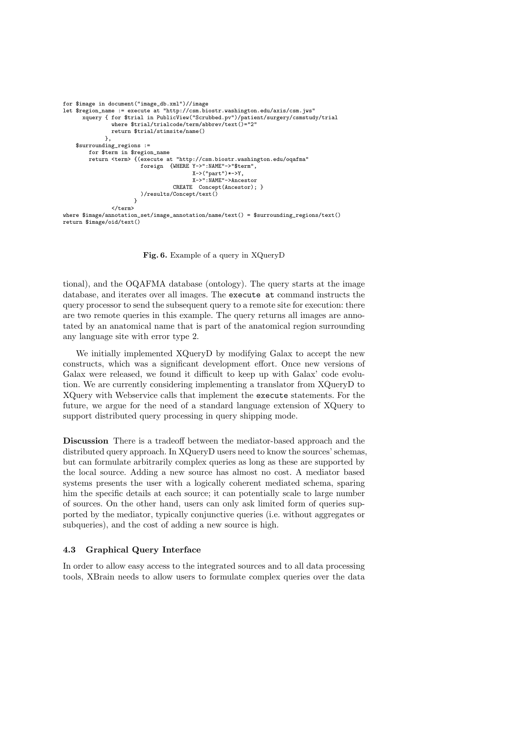```
for $image in document("image_db.xml")//image
let $region_name := execute at "http://csm.biostr.washington.edu/axis/csm.jws"
      xquery { for $trial in PublicView("Scrubbed.pv")/patient/surgery/csmstudy/trial
               where $trial/trialcode/term/abbrev/text()="2"
               return $trial/stimsite/name()
             },
    $surrounding_regions :=
        for $term in $region_name
        return <term> {(execute at "http://csm.biostr.washington.edu/oqafma"
                        foreign  {WHERE Y->":NAME"->"$term",
                                        X->("part")*->Y,
                                        X->":NAME"->Ancestor
                                 CREATE  Concept(Ancestor); }
                        )/results/Concept/text()
                      }
               </term>
where $image/annotation_set/image_annotation/name/text() = $surrounding_regions/text()
return $image/oid/text()
```

**Fig. 6.** Example of a query in XQueryD

tional), and the OQAFMA database (ontology). The query starts at the image database, and iterates over all images. The `execute at` command instructs the query processor to send the subsequent query to a remote site for execution: there are two remote queries in this example. The query returns all images are annotated by an anatomical name that is part of the anatomical region surrounding any language site with error type 2.

We initially implemented XQueryD by modifying Galax to accept the new constructs, which was a significant development effort. Once new versions of Galax were released, we found it difficult to keep up with Galax' code evolution. We are currently considering implementing a translator from XQueryD to XQuery with Webservice calls that implement the `execute` statements. For the future, we argue for the need of a standard language extension of XQuery to support distributed query processing in query shipping mode.

**Discussion** There is a tradeoff between the mediator-based approach and the distributed query approach. In XQueryD users need to know the sources' schemas, but can formulate arbitrarily complex queries as long as these are supported by the local source. Adding a new source has almost no cost. A mediator based systems presents the user with a logically coherent mediated schema, sparing him the specific details at each source; it can potentially scale to large number of sources. On the other hand, users can only ask limited form of queries supported by the mediator, typically conjunctive queries (i.e. without aggregates or subqueries), and the cost of adding a new source is high.

### 4.3 Graphical Query Interface

In order to allow easy access to the integrated sources and to all data processing tools, XBrain needs to allow users to formulate complex queries over the data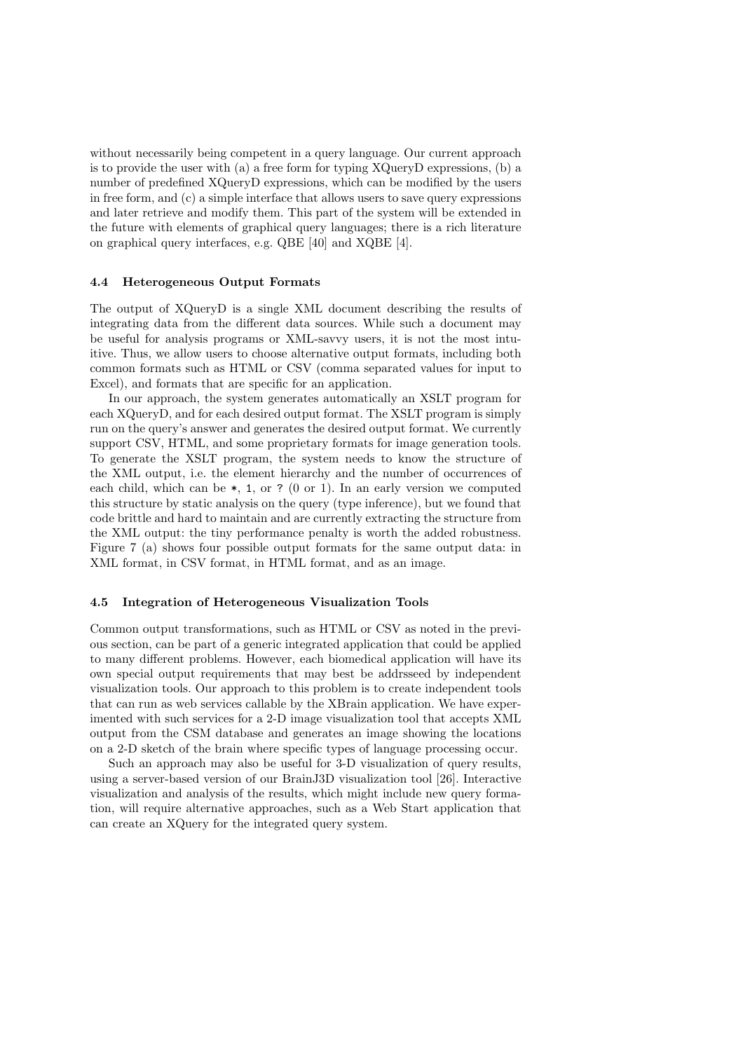without necessarily being competent in a query language. Our current approach is to provide the user with (a) a free form for typing XQueryD expressions, (b) a number of predefined XQueryD expressions, which can be modified by the users in free form, and (c) a simple interface that allows users to save query expressions and later retrieve and modify them. This part of the system will be extended in the future with elements of graphical query languages; there is a rich literature on graphical query interfaces, e.g. QBE [40] and XQBE [4].

### 4.4 Heterogeneous Output Formats

The output of XQueryD is a single XML document describing the results of integrating data from the different data sources. While such a document may be useful for analysis programs or XML-savvy users, it is not the most intuitive. Thus, we allow users to choose alternative output formats, including both common formats such as HTML or CSV (comma separated values for input to Excel), and formats that are specific for an application.

In our approach, the system generates automatically an XSLT program for each XQueryD, and for each desired output format. The XSLT program is simply run on the query's answer and generates the desired output format. We currently support CSV, HTML, and some proprietary formats for image generation tools. To generate the XSLT program, the system needs to know the structure of the XML output, i.e. the element hierarchy and the number of occurrences of each child, which can be `*`, `1`, or `?` (0 or 1). In an early version we computed this structure by static analysis on the query (type inference), but we found that code brittle and hard to maintain and are currently extracting the structure from the XML output: the tiny performance penalty is worth the added robustness. Figure 7 (a) shows four possible output formats for the same output data: in XML format, in CSV format, in HTML format, and as an image.

### 4.5 Integration of Heterogeneous Visualization Tools

Common output transformations, such as HTML or CSV as noted in the previous section, can be part of a generic integrated application that could be applied to many different problems. However, each biomedical application will have its own special output requirements that may best be addrsseed by independent visualization tools. Our approach to this problem is to create independent tools that can run as web services callable by the XBrain application. We have experimented with such services for a 2-D image visualization tool that accepts XML output from the CSM database and generates an image showing the locations on a 2-D sketch of the brain where specific types of language processing occur.

Such an approach may also be useful for 3-D visualization of query results, using a server-based version of our BrainJ3D visualization tool [26]. Interactive visualization and analysis of the results, which might include new query formation, will require alternative approaches, such as a Web Start application that can create an XQuery for the integrated query system.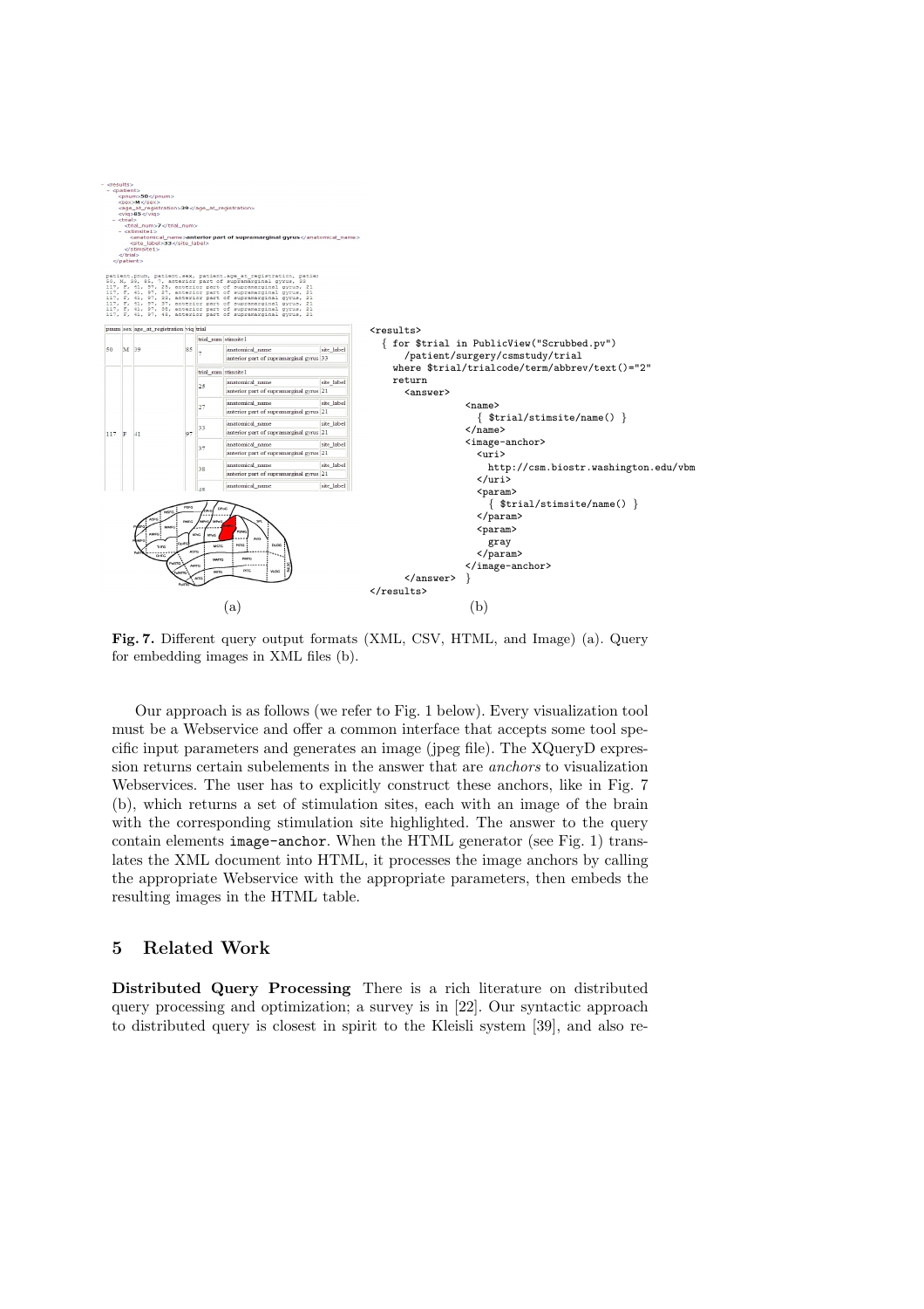```
<results>
  { for $trial in PublicView("Scrubbed.pv")
      /patient/surgery/csmstudy/trial
    where $trial/trialcode/term/abbrev/text()="2"
    return
      <answer>
                <name>
                  { $trial/stimsite/name() }
                </name>
                <image-anchor>
                  <uri>
                    http://csm.biostr.washington.edu/vbm
                  </uri>
                  <param>
                    { $trial/stimsite/name() }
                  </param>
                  <param>
                    gray
                  </param>
                </image-anchor>
      </answer>  }
</results>
```

(a) (b)

**Fig. 7.** Different query output formats (XML, CSV, HTML, and Image) (a). Query for embedding images in XML files (b).

Our approach is as follows (we refer to Fig. 1 below). Every visualization tool must be a Webservice and offer a common interface that accepts some tool specific input parameters and generates an image (jpeg file). The XQueryD expression returns certain subelements in the answer that are *anchors* to visualization Webservices. The user has to explicitly construct these anchors, like in Fig. 7 (b), which returns a set of stimulation sites, each with an image of the brain with the corresponding stimulation site highlighted. The answer to the query contain elements `image-anchor`. When the HTML generator (see Fig. 1) translates the XML document into HTML, it processes the image anchors by calling the appropriate Webservice with the appropriate parameters, then embeds the resulting images in the HTML table.

## 5 Related Work

**Distributed Query Processing** There is a rich literature on distributed query processing and optimization; a survey is in [22]. Our syntactic approach to distributed query is closest in spirit to the Kleisli system [39], and also re-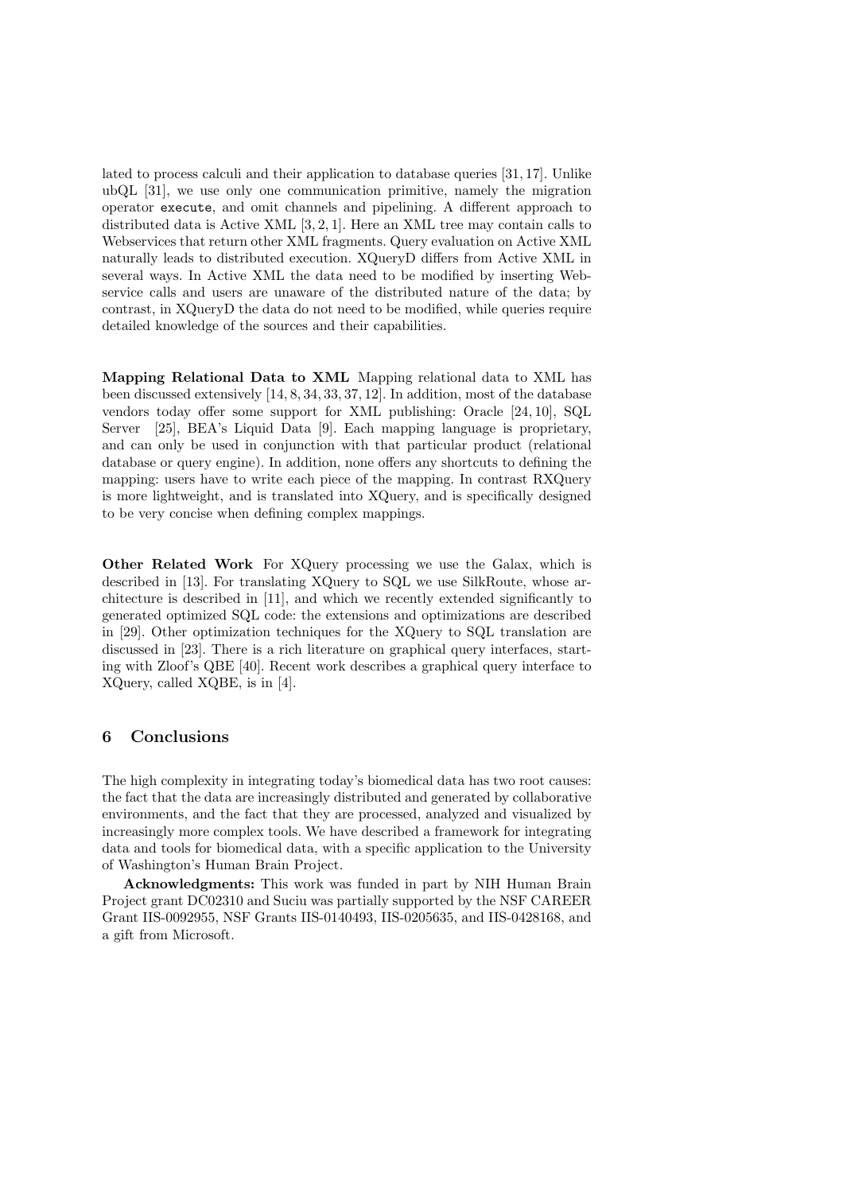lated to process calculi and their application to database queries [31, 17]. Unlike ubQL [31], we use only one communication primitive, namely the migration operator `execute`, and omit channels and pipelining. A different approach to distributed data is Active XML [3, 2, 1]. Here an XML tree may contain calls to Webservices that return other XML fragments. Query evaluation on Active XML naturally leads to distributed execution. XQueryD differs from Active XML in several ways. In Active XML the data need to be modified by inserting Webservice calls and users are unaware of the distributed nature of the data; by contrast, in XQueryD the data do not need to be modified, while queries require detailed knowledge of the sources and their capabilities.

**Mapping Relational Data to XML** Mapping relational data to XML has been discussed extensively [14, 8, 34, 33, 37, 12]. In addition, most of the database vendors today offer some support for XML publishing: Oracle [24, 10], SQL Server [25], BEA's Liquid Data [9]. Each mapping language is proprietary, and can only be used in conjunction with that particular product (relational database or query engine). In addition, none offers any shortcuts to defining the mapping: users have to write each piece of the mapping. In contrast RXQuery is more lightweight, and is translated into XQuery, and is specifically designed to be very concise when defining complex mappings.

**Other Related Work** For XQuery processing we use the Galax, which is described in [13]. For translating XQuery to SQL we use SilkRoute, whose architecture is described in [11], and which we recently extended significantly to generated optimized SQL code: the extensions and optimizations are described in [29]. Other optimization techniques for the XQuery to SQL translation are discussed in [23]. There is a rich literature on graphical query interfaces, starting with Zloof's QBE [40]. Recent work describes a graphical query interface to XQuery, called XQBE, is in [4].

## 6 Conclusions

The high complexity in integrating today's biomedical data has two root causes: the fact that the data are increasingly distributed and generated by collaborative environments, and the fact that they are processed, analyzed and visualized by increasingly more complex tools. We have described a framework for integrating data and tools for biomedical data, with a specific application to the University of Washington's Human Brain Project.

**Acknowledgments:** This work was funded in part by NIH Human Brain Project grant DC02310 and Suciu was partially supported by the NSF CAREER Grant IIS-0092955, NSF Grants IIS-0140493, IIS-0205635, and IIS-0428168, and a gift from Microsoft.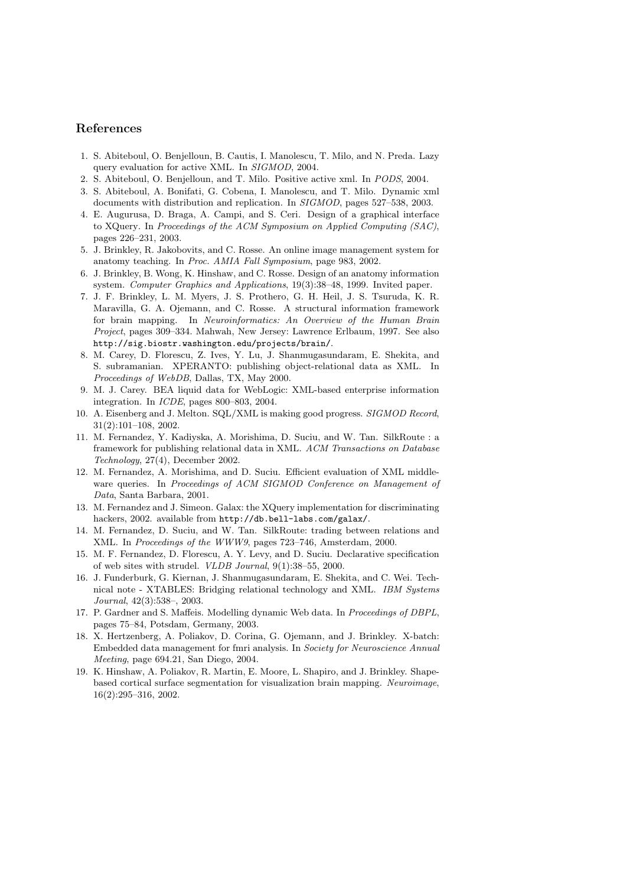## References

1. S. Abiteboul, O. Benjelloun, B. Cautis, I. Manolescu, T. Milo, and N. Preda. Lazy query evaluation for active XML. In *SIGMOD*, 2004.
2. S. Abiteboul, O. Benjelloun, and T. Milo. Positive active xml. In *PODS*, 2004.
3. S. Abiteboul, A. Bonifati, G. Cobena, I. Manolescu, and T. Milo. Dynamic xml documents with distribution and replication. In *SIGMOD*, pages 527–538, 2003.
4. E. Augurusa, D. Braga, A. Campi, and S. Ceri. Design of a graphical interface to XQuery. In *Proceedings of the ACM Symposium on Applied Computing (SAC)*, pages 226–231, 2003.
5. J. Brinkley, R. Jakobovits, and C. Rosse. An online image management system for anatomy teaching. In *Proc. AMIA Fall Symposium*, page 983, 2002.
6. J. Brinkley, B. Wong, K. Hinshaw, and C. Rosse. Design of an anatomy information system. *Computer Graphics and Applications*, 19(3):38–48, 1999. Invited paper.
7. J. F. Brinkley, L. M. Myers, J. S. Prothero, G. H. Heil, J. S. Tsuruda, K. R. Maravilla, G. A. Ojemann, and C. Rosse. A structural information framework for brain mapping. In *Neuroinformatics: An Overview of the Human Brain Project*, pages 309–334. Mahwah, New Jersey: Lawrence Erlbaum, 1997. See also `http://sig.biostr.washington.edu/projects/brain/`.
8. M. Carey, D. Florescu, Z. Ives, Y. Lu, J. Shanmugasundaram, E. Shekita, and S. subramanian. XPERANTO: publishing object-relational data as XML. In *Proceedings of WebDB*, Dallas, TX, May 2000.
9. M. J. Carey. BEA liquid data for WebLogic: XML-based enterprise information integration. In *ICDE*, pages 800–803, 2004.
10. A. Eisenberg and J. Melton. SQL/XML is making good progress. *SIGMOD Record*, 31(2):101–108, 2002.
11. M. Fernandez, Y. Kadiyska, A. Morishima, D. Suciu, and W. Tan. SilkRoute : a framework for publishing relational data in XML. *ACM Transactions on Database Technology*, 27(4), December 2002.
12. M. Fernandez, A. Morishima, and D. Suciu. Efficient evaluation of XML middleware queries. In *Proceedings of ACM SIGMOD Conference on Management of Data*, Santa Barbara, 2001.
13. M. Fernandez and J. Simeon. Galax: the XQuery implementation for discriminating hackers, 2002. available from `http://db.bell-labs.com/galax/`.
14. M. Fernandez, D. Suciu, and W. Tan. SilkRoute: trading between relations and XML. In *Proceedings of the WWW9*, pages 723–746, Amsterdam, 2000.
15. M. F. Fernandez, D. Florescu, A. Y. Levy, and D. Suciu. Declarative specification of web sites with strudel. *VLDB Journal*, 9(1):38–55, 2000.
16. J. Funderburk, G. Kiernan, J. Shanmugasundaram, E. Shekita, and C. Wei. Technical note - XTABLES: Bridging relational technology and XML. *IBM Systems Journal*, 42(3):538–, 2003.
17. P. Gardner and S. Maffeis. Modelling dynamic Web data. In *Proceedings of DBPL*, pages 75–84, Potsdam, Germany, 2003.
18. X. Hertzenberg, A. Poliakov, D. Corina, G. Ojemann, and J. Brinkley. X-batch: Embedded data management for fmri analysis. In *Society for Neuroscience Annual Meeting*, page 694.21, San Diego, 2004.
19. K. Hinshaw, A. Poliakov, R. Martin, E. Moore, L. Shapiro, and J. Brinkley. Shape-based cortical surface segmentation for visualization brain mapping. *Neuroimage*, 16(2):295–316, 2002.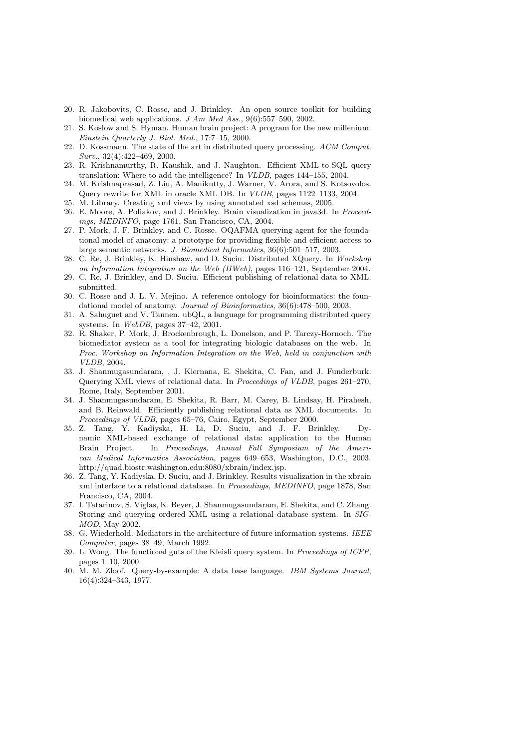20. R. Jakobovits, C. Rosse, and J. Brinkley. An open source toolkit for building biomedical web applications. *J Am Med Ass.*, 9(6):557–590, 2002.
21. S. Koslow and S. Hyman. Human brain project: A program for the new millenium. *Einstein Quarterly J. Biol. Med.*, 17:7–15, 2000.
22. D. Kossmann. The state of the art in distributed query processing. *ACM Comput. Surv.*, 32(4):422–469, 2000.
23. R. Krishnamurthy, R. Kaushik, and J. Naughton. Efficient XML-to-SQL query translation: Where to add the intelligence? In *VLDB*, pages 144–155, 2004.
24. M. Krishnaprasad, Z. Liu, A. Manikutty, J. Warner, V. Arora, and S. Kotsovolos. Query rewrite for XML in oracle XML DB. In *VLDB*, pages 1122–1133, 2004.
25. M. Library. Creating xml views by using annotated xsd schemas, 2005.
26. E. Moore, A. Poliakov, and J. Brinkley. Brain visualization in java3d. In *Proceedings, MEDINFO*, page 1761, San Francisco, CA, 2004.
27. P. Mork, J. F. Brinkley, and C. Rosse. OQAFMA querying agent for the foundational model of anatomy: a prototype for providing flexible and efficient access to large semantic networks. *J. Biomedical Informatics*, 36(6):501–517, 2003.
28. C. Re, J. Brinkley, K. Hinshaw, and D. Suciu. Distributed XQuery. In *Workshop on Information Integration on the Web (IIWeb)*, pages 116–121, September 2004.
29. C. Re, J. Brinkley, and D. Suciu. Efficient publishing of relational data to XML. submitted.
30. C. Rosse and J. L. V. Mejino. A reference ontology for bioinformatics: the foundational model of anatomy. *Journal of Bioinformatics*, 36(6):478–500, 2003.
31. A. Sahuguet and V. Tannen. ubQL, a language for programming distributed query systems. In *WebDB*, pages 37–42, 2001.
32. R. Shaker, P. Mork, J. Brockenbrough, L. Donelson, and P. Tarczy-Hornoch. The biomediator system as a tool for integrating biologic databases on the web. In *Proc. Workshop on Information Integration on the Web, held in conjunction with VLDB*, 2004.
33. J. Shanmugasundaram, , J. Kiernana, E. Shekita, C. Fan, and J. Funderburk. Querying XML views of relational data. In *Proceedings of VLDB*, pages 261–270, Rome, Italy, September 2001.
34. J. Shanmugasundaram, E. Shekita, R. Barr, M. Carey, B. Lindsay, H. Pirahesh, and B. Reinwald. Efficiently publishing relational data as XML documents. In *Proceedings of VLDB*, pages 65–76, Cairo, Egypt, September 2000.
35. Z. Tang, Y. Kadiyska, H. Li, D. Suciu, and J. F. Brinkley. Dynamic XML-based exchange of relational data: application to the Human Brain Project. In *Proceedings, Annual Fall Symposium of the American Medical Informatics Association*, pages 649–653, Washington, D.C., 2003. http://quad.biostr.washington.edu:8080/xbrain/index.jsp.
36. Z. Tang, Y. Kadiyska, D. Suciu, and J. Brinkley. Results visualization in the xbrain xml interface to a relational database. In *Proceedings, MEDINFO*, page 1878, San Francisco, CA, 2004.
37. I. Tatarinov, S. Viglas, K. Beyer, J. Shanmugasundaram, E. Shekita, and C. Zhang. Storing and querying ordered XML using a relational database system. In *SIGMOD*, May 2002.
38. G. Wiederhold. Mediators in the architecture of future information systems. *IEEE Computer*, pages 38–49, March 1992.
39. L. Wong. The functional guts of the Kleisli query system. In *Proceedings of ICFP*, pages 1–10, 2000.
40. M. M. Zloof. Query-by-example: A data base language. *IBM Systems Journal*, 16(4):324–343, 1977.